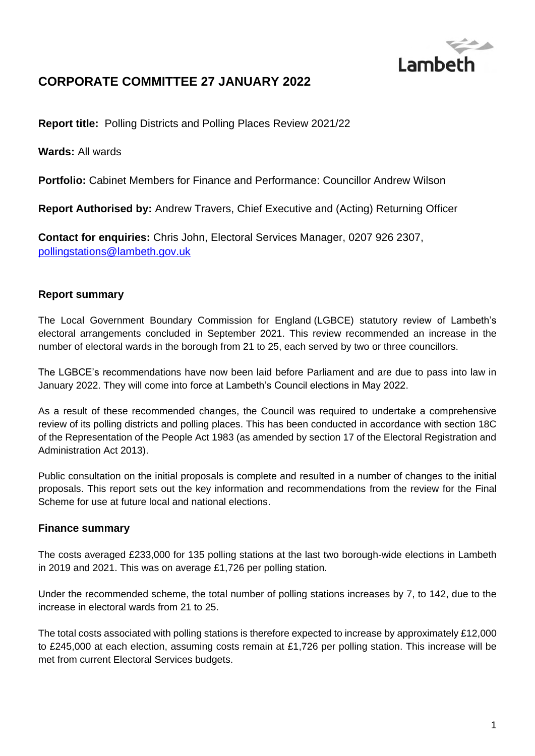# CORPORATE COMMITTEE 27 JANUARY 2022

**Report title:** Polling Districts and Polling Places Review 2021/22

**Wards:** All wards

**Portfolio:** Cabinet Members for Finance and Performance: Councillor Andrew Wilson

**Report Authorised by:** Andrew Travers, Chief Executive and (Acting) Returning Officer

**Contact for enquiries:** Chris John, Electoral Services Manager, 0207 926 2307, pollingstations@lambeth.gov.uk

## Report summary

The Local Government Boundary Commission for England (LGBCE) statutory review of Lambeth's electoral arrangements concluded in September 2021. This review recommended an increase in the number of electoral wards in the borough from 21 to 25, each served by two or three councillors.

The LGBCE's recommendations have now been laid before Parliament and are due to pass into law in January 2022. They will come into force at Lambeth's Council elections in May 2022.

As a result of these recommended changes, the Council was required to undertake a comprehensive review of its polling districts and polling places. This has been conducted in accordance with section 18C of the Representation of the People Act 1983 (as amended by section 17 of the Electoral Registration and Administration Act 2013).

Public consultation on the initial proposals is complete and resulted in a number of changes to the initial proposals. This report sets out the key information and recommendations from the review for the Final Scheme for use at future local and national elections.

## Finance summary

The costs averaged £233,000 for 135 polling stations at the last two borough-wide elections in Lambeth in 2019 and 2021. This was on average £1,726 per polling station.

Under the recommended scheme, the total number of polling stations increases by 7, to 142, due to the increase in electoral wards from 21 to 25.

The total costs associated with polling stations is therefore expected to increase by approximately £12,000 to £245,000 at each election, assuming costs remain at £1,726 per polling station. This increase will be met from current Electoral Services budgets.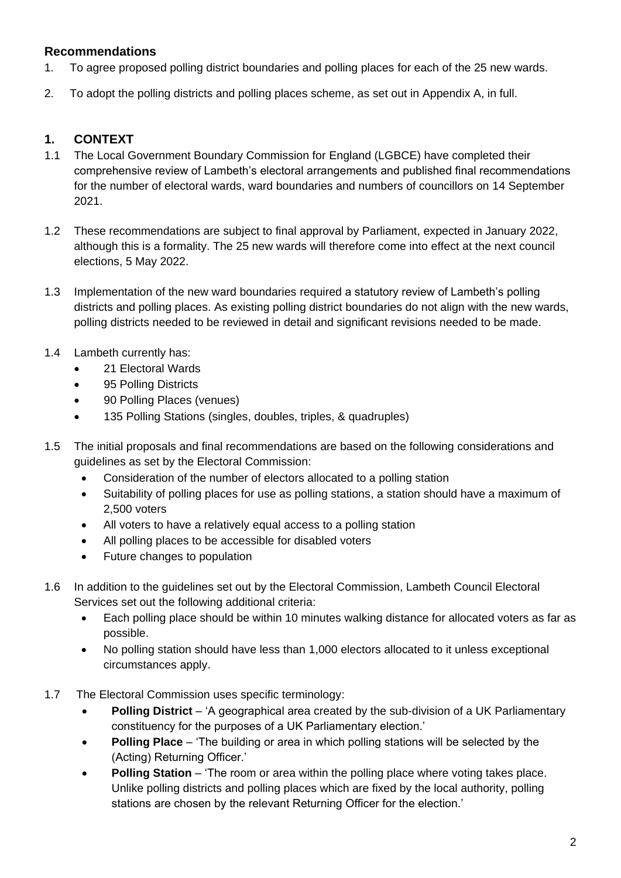## Recommendations

1. To agree proposed polling district boundaries and polling places for each of the 25 new wards.
2. To adopt the polling districts and polling places scheme, as set out in Appendix A, in full.

## 1. CONTEXT

1.1 The Local Government Boundary Commission for England (LGBCE) have completed their comprehensive review of Lambeth's electoral arrangements and published final recommendations for the number of electoral wards, ward boundaries and numbers of councillors on 14 September 2021.

1.2 These recommendations are subject to final approval by Parliament, expected in January 2022, although this is a formality. The 25 new wards will therefore come into effect at the next council elections, 5 May 2022.

1.3 Implementation of the new ward boundaries required a statutory review of Lambeth's polling districts and polling places. As existing polling district boundaries do not align with the new wards, polling districts needed to be reviewed in detail and significant revisions needed to be made.

1.4 Lambeth currently has:

- 21 Electoral Wards
- 95 Polling Districts
- 90 Polling Places (venues)
- 135 Polling Stations (singles, doubles, triples, & quadruples)

1.5 The initial proposals and final recommendations are based on the following considerations and guidelines as set by the Electoral Commission:

- Consideration of the number of electors allocated to a polling station
- Suitability of polling places for use as polling stations, a station should have a maximum of 2,500 voters
- All voters to have a relatively equal access to a polling station
- All polling places to be accessible for disabled voters
- Future changes to population

1.6 In addition to the guidelines set out by the Electoral Commission, Lambeth Council Electoral Services set out the following additional criteria:

- Each polling place should be within 10 minutes walking distance for allocated voters as far as possible.
- No polling station should have less than 1,000 electors allocated to it unless exceptional circumstances apply.

1.7 The Electoral Commission uses specific terminology:

- **Polling District** – 'A geographical area created by the sub-division of a UK Parliamentary constituency for the purposes of a UK Parliamentary election.'
- **Polling Place** – 'The building or area in which polling stations will be selected by the (Acting) Returning Officer.'
- **Polling Station** – 'The room or area within the polling place where voting takes place. Unlike polling districts and polling places which are fixed by the local authority, polling stations are chosen by the relevant Returning Officer for the election.'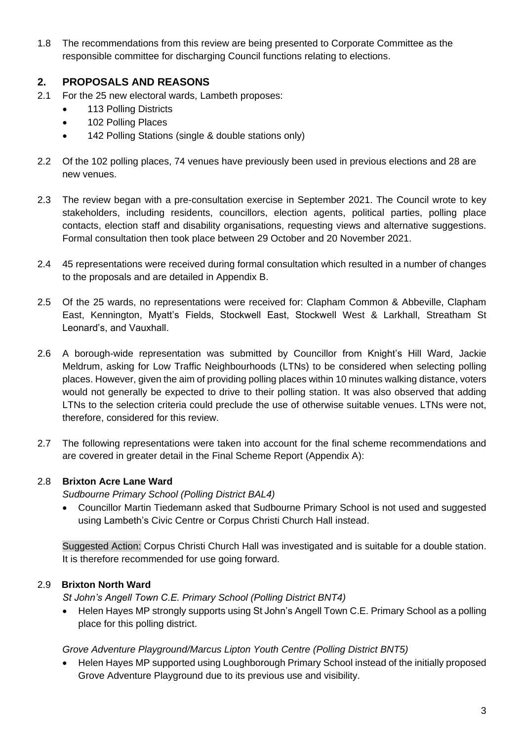1.8 The recommendations from this review are being presented to Corporate Committee as the responsible committee for discharging Council functions relating to elections.

## 2. PROPOSALS AND REASONS

2.1 For the 25 new electoral wards, Lambeth proposes:

- 113 Polling Districts
- 102 Polling Places
- 142 Polling Stations (single & double stations only)

2.2 Of the 102 polling places, 74 venues have previously been used in previous elections and 28 are new venues.

2.3 The review began with a pre-consultation exercise in September 2021. The Council wrote to key stakeholders, including residents, councillors, election agents, political parties, polling place contacts, election staff and disability organisations, requesting views and alternative suggestions. Formal consultation then took place between 29 October and 20 November 2021.

2.4 45 representations were received during formal consultation which resulted in a number of changes to the proposals and are detailed in Appendix B.

2.5 Of the 25 wards, no representations were received for: Clapham Common & Abbeville, Clapham East, Kennington, Myatt's Fields, Stockwell East, Stockwell West & Larkhall, Streatham St Leonard's, and Vauxhall.

2.6 A borough-wide representation was submitted by Councillor from Knight's Hill Ward, Jackie Meldrum, asking for Low Traffic Neighbourhoods (LTNs) to be considered when selecting polling places. However, given the aim of providing polling places within 10 minutes walking distance, voters would not generally be expected to drive to their polling station. It was also observed that adding LTNs to the selection criteria could preclude the use of otherwise suitable venues. LTNs were not, therefore, considered for this review.

2.7 The following representations were taken into account for the final scheme recommendations and are covered in greater detail in the Final Scheme Report (Appendix A):

2.8 **Brixton Acre Lane Ward**

*Sudbourne Primary School (Polling District BAL4)*

- Councillor Martin Tiedemann asked that Sudbourne Primary School is not used and suggested using Lambeth's Civic Centre or Corpus Christi Church Hall instead.

Suggested Action: Corpus Christi Church Hall was investigated and is suitable for a double station. It is therefore recommended for use going forward.

2.9 **Brixton North Ward**

*St John's Angell Town C.E. Primary School (Polling District BNT4)*

- Helen Hayes MP strongly supports using St John's Angell Town C.E. Primary School as a polling place for this polling district.

*Grove Adventure Playground/Marcus Lipton Youth Centre (Polling District BNT5)*

- Helen Hayes MP supported using Loughborough Primary School instead of the initially proposed Grove Adventure Playground due to its previous use and visibility.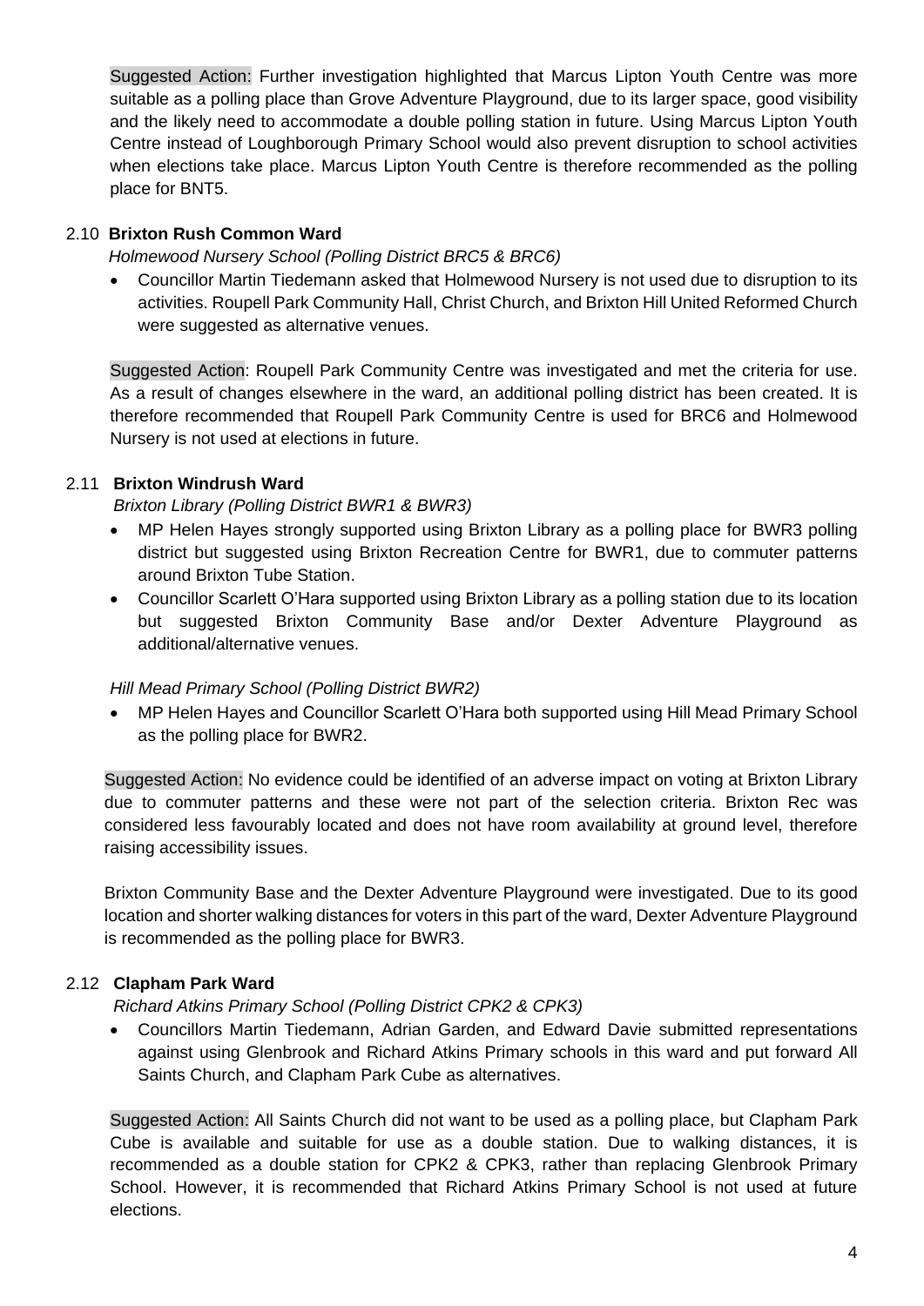Suggested Action: Further investigation highlighted that Marcus Lipton Youth Centre was more suitable as a polling place than Grove Adventure Playground, due to its larger space, good visibility and the likely need to accommodate a double polling station in future. Using Marcus Lipton Youth Centre instead of Loughborough Primary School would also prevent disruption to school activities when elections take place. Marcus Lipton Youth Centre is therefore recommended as the polling place for BNT5.

### 2.10 **Brixton Rush Common Ward**

*Holmewood Nursery School (Polling District BRC5 & BRC6)*

- Councillor Martin Tiedemann asked that Holmewood Nursery is not used due to disruption to its activities. Roupell Park Community Hall, Christ Church, and Brixton Hill United Reformed Church were suggested as alternative venues.

Suggested Action: Roupell Park Community Centre was investigated and met the criteria for use. As a result of changes elsewhere in the ward, an additional polling district has been created. It is therefore recommended that Roupell Park Community Centre is used for BRC6 and Holmewood Nursery is not used at elections in future.

### 2.11 **Brixton Windrush Ward**

*Brixton Library (Polling District BWR1 & BWR3)*

- MP Helen Hayes strongly supported using Brixton Library as a polling place for BWR3 polling district but suggested using Brixton Recreation Centre for BWR1, due to commuter patterns around Brixton Tube Station.
- Councillor Scarlett O'Hara supported using Brixton Library as a polling station due to its location but suggested Brixton Community Base and/or Dexter Adventure Playground as additional/alternative venues.

*Hill Mead Primary School (Polling District BWR2)*

- MP Helen Hayes and Councillor Scarlett O'Hara both supported using Hill Mead Primary School as the polling place for BWR2.

Suggested Action: No evidence could be identified of an adverse impact on voting at Brixton Library due to commuter patterns and these were not part of the selection criteria. Brixton Rec was considered less favourably located and does not have room availability at ground level, therefore raising accessibility issues.

Brixton Community Base and the Dexter Adventure Playground were investigated. Due to its good location and shorter walking distances for voters in this part of the ward, Dexter Adventure Playground is recommended as the polling place for BWR3.

### 2.12 **Clapham Park Ward**

*Richard Atkins Primary School (Polling District CPK2 & CPK3)*

- Councillors Martin Tiedemann, Adrian Garden, and Edward Davie submitted representations against using Glenbrook and Richard Atkins Primary schools in this ward and put forward All Saints Church, and Clapham Park Cube as alternatives.

Suggested Action: All Saints Church did not want to be used as a polling place, but Clapham Park Cube is available and suitable for use as a double station. Due to walking distances, it is recommended as a double station for CPK2 & CPK3, rather than replacing Glenbrook Primary School. However, it is recommended that Richard Atkins Primary School is not used at future elections.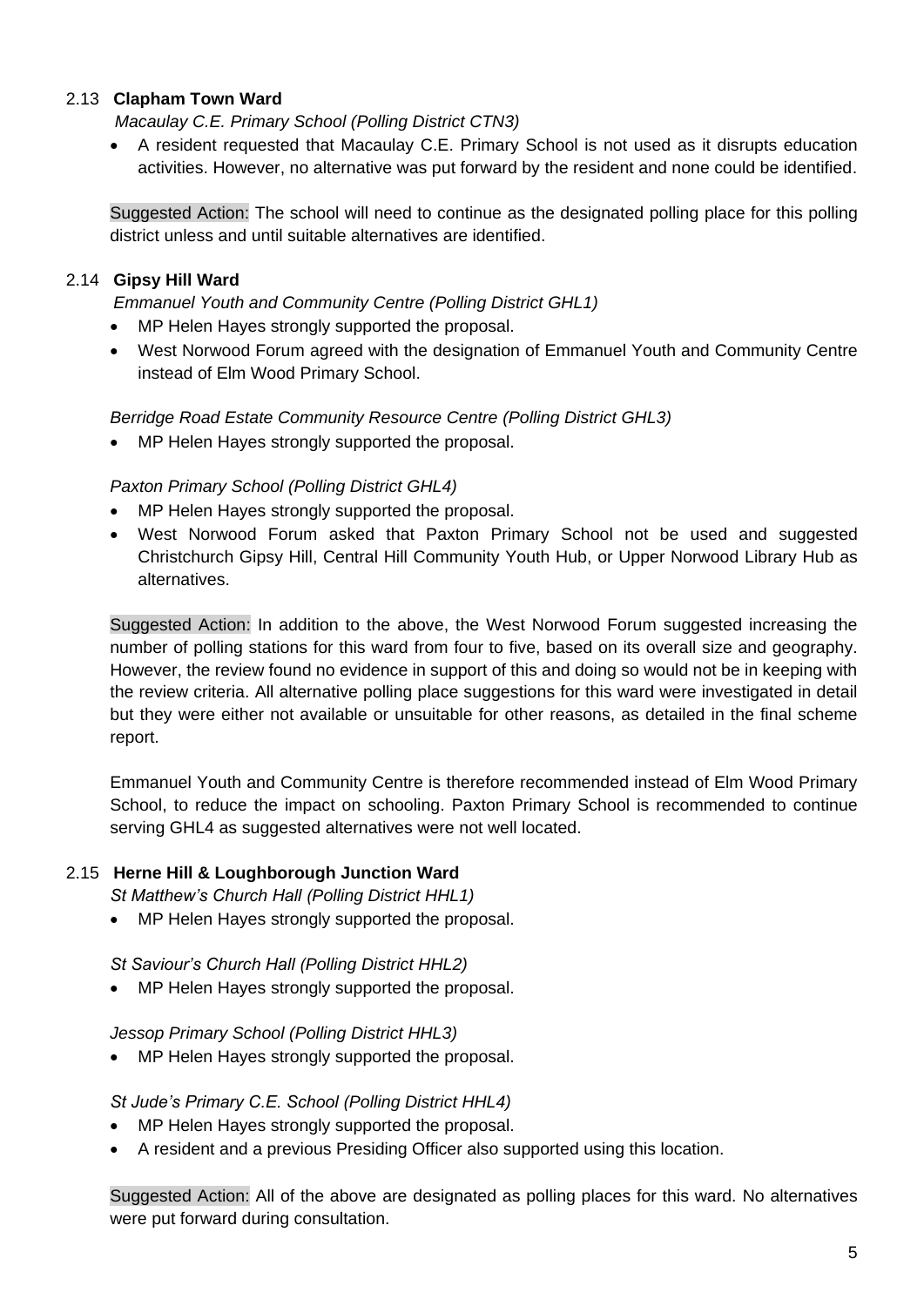### 2.13 **Clapham Town Ward**

*Macaulay C.E. Primary School (Polling District CTN3)*

- A resident requested that Macaulay C.E. Primary School is not used as it disrupts education activities. However, no alternative was put forward by the resident and none could be identified.

Suggested Action: The school will need to continue as the designated polling place for this polling district unless and until suitable alternatives are identified.

### 2.14 **Gipsy Hill Ward**

*Emmanuel Youth and Community Centre (Polling District GHL1)*

- MP Helen Hayes strongly supported the proposal.
- West Norwood Forum agreed with the designation of Emmanuel Youth and Community Centre instead of Elm Wood Primary School.

*Berridge Road Estate Community Resource Centre (Polling District GHL3)*

- MP Helen Hayes strongly supported the proposal.

*Paxton Primary School (Polling District GHL4)*

- MP Helen Hayes strongly supported the proposal.
- West Norwood Forum asked that Paxton Primary School not be used and suggested Christchurch Gipsy Hill, Central Hill Community Youth Hub, or Upper Norwood Library Hub as alternatives.

Suggested Action: In addition to the above, the West Norwood Forum suggested increasing the number of polling stations for this ward from four to five, based on its overall size and geography. However, the review found no evidence in support of this and doing so would not be in keeping with the review criteria. All alternative polling place suggestions for this ward were investigated in detail but they were either not available or unsuitable for other reasons, as detailed in the final scheme report.

Emmanuel Youth and Community Centre is therefore recommended instead of Elm Wood Primary School, to reduce the impact on schooling. Paxton Primary School is recommended to continue serving GHL4 as suggested alternatives were not well located.

### 2.15 **Herne Hill & Loughborough Junction Ward**

*St Matthew's Church Hall (Polling District HHL1)*

- MP Helen Hayes strongly supported the proposal.

*St Saviour's Church Hall (Polling District HHL2)*

- MP Helen Hayes strongly supported the proposal.

*Jessop Primary School (Polling District HHL3)*

- MP Helen Hayes strongly supported the proposal.

*St Jude's Primary C.E. School (Polling District HHL4)*

- MP Helen Hayes strongly supported the proposal.
- A resident and a previous Presiding Officer also supported using this location.

Suggested Action: All of the above are designated as polling places for this ward. No alternatives were put forward during consultation.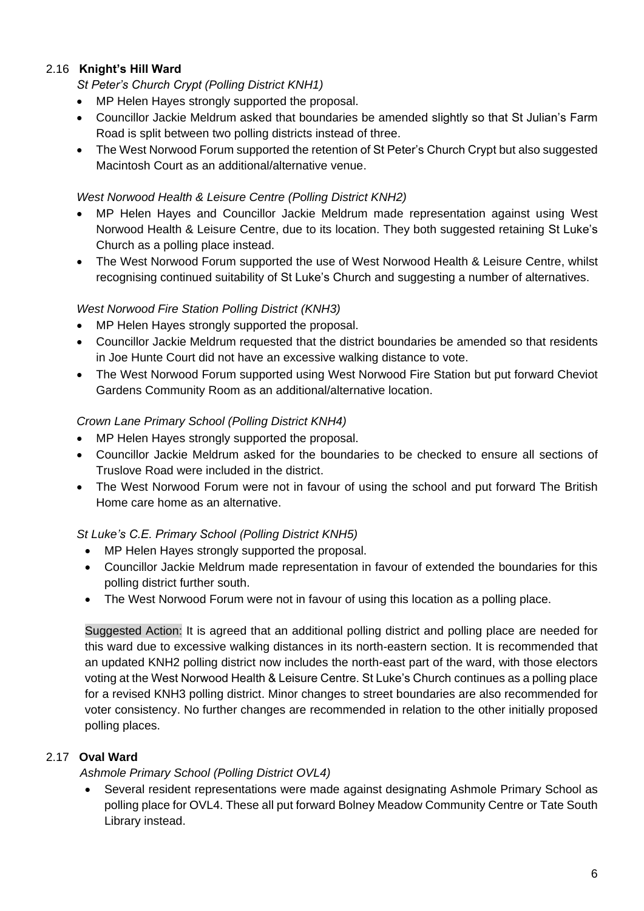### 2.16 **Knight's Hill Ward**

*St Peter's Church Crypt (Polling District KNH1)*

- MP Helen Hayes strongly supported the proposal.
- Councillor Jackie Meldrum asked that boundaries be amended slightly so that St Julian's Farm Road is split between two polling districts instead of three.
- The West Norwood Forum supported the retention of St Peter's Church Crypt but also suggested Macintosh Court as an additional/alternative venue.

*West Norwood Health & Leisure Centre (Polling District KNH2)*

- MP Helen Hayes and Councillor Jackie Meldrum made representation against using West Norwood Health & Leisure Centre, due to its location. They both suggested retaining St Luke's Church as a polling place instead.
- The West Norwood Forum supported the use of West Norwood Health & Leisure Centre, whilst recognising continued suitability of St Luke's Church and suggesting a number of alternatives.

*West Norwood Fire Station Polling District (KNH3)*

- MP Helen Hayes strongly supported the proposal.
- Councillor Jackie Meldrum requested that the district boundaries be amended so that residents in Joe Hunte Court did not have an excessive walking distance to vote.
- The West Norwood Forum supported using West Norwood Fire Station but put forward Cheviot Gardens Community Room as an additional/alternative location.

*Crown Lane Primary School (Polling District KNH4)*

- MP Helen Hayes strongly supported the proposal.
- Councillor Jackie Meldrum asked for the boundaries to be checked to ensure all sections of Truslove Road were included in the district.
- The West Norwood Forum were not in favour of using the school and put forward The British Home care home as an alternative.

*St Luke's C.E. Primary School (Polling District KNH5)*

- MP Helen Hayes strongly supported the proposal.
- Councillor Jackie Meldrum made representation in favour of extended the boundaries for this polling district further south.
- The West Norwood Forum were not in favour of using this location as a polling place.

Suggested Action: It is agreed that an additional polling district and polling place are needed for this ward due to excessive walking distances in its north-eastern section. It is recommended that an updated KNH2 polling district now includes the north-east part of the ward, with those electors voting at the West Norwood Health & Leisure Centre. St Luke's Church continues as a polling place for a revised KNH3 polling district. Minor changes to street boundaries are also recommended for voter consistency. No further changes are recommended in relation to the other initially proposed polling places.

### 2.17 **Oval Ward**

*Ashmole Primary School (Polling District OVL4)*

- Several resident representations were made against designating Ashmole Primary School as polling place for OVL4. These all put forward Bolney Meadow Community Centre or Tate South Library instead.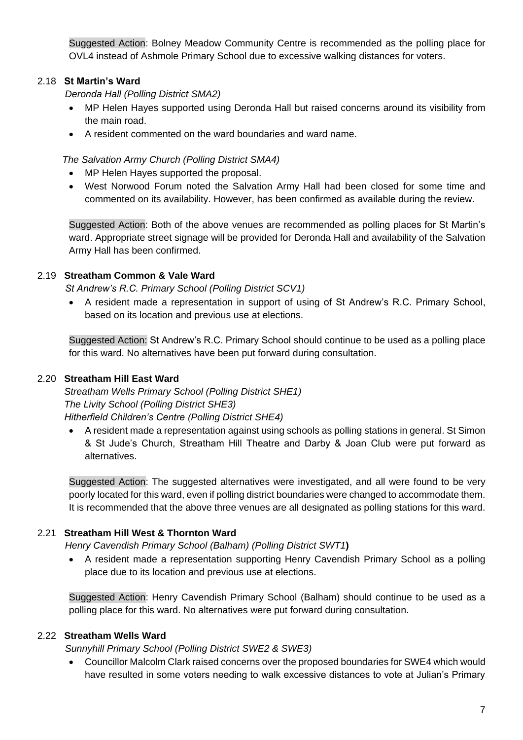Suggested Action: Bolney Meadow Community Centre is recommended as the polling place for OVL4 instead of Ashmole Primary School due to excessive walking distances for voters.

### 2.18 St Martin's Ward

*Deronda Hall (Polling District SMA2)*

- MP Helen Hayes supported using Deronda Hall but raised concerns around its visibility from the main road.
- A resident commented on the ward boundaries and ward name.

*The Salvation Army Church (Polling District SMA4)*

- MP Helen Hayes supported the proposal.
- West Norwood Forum noted the Salvation Army Hall had been closed for some time and commented on its availability. However, has been confirmed as available during the review.

Suggested Action: Both of the above venues are recommended as polling places for St Martin's ward. Appropriate street signage will be provided for Deronda Hall and availability of the Salvation Army Hall has been confirmed.

### 2.19 Streatham Common & Vale Ward

*St Andrew's R.C. Primary School (Polling District SCV1)*

- A resident made a representation in support of using of St Andrew's R.C. Primary School, based on its location and previous use at elections.

Suggested Action: St Andrew's R.C. Primary School should continue to be used as a polling place for this ward. No alternatives have been put forward during consultation.

### 2.20 Streatham Hill East Ward

*Streatham Wells Primary School (Polling District SHE1)*
*The Livity School (Polling District SHE3)*
*Hitherfield Children's Centre (Polling District SHE4)*

- A resident made a representation against using schools as polling stations in general. St Simon & St Jude's Church, Streatham Hill Theatre and Darby & Joan Club were put forward as alternatives.

Suggested Action: The suggested alternatives were investigated, and all were found to be very poorly located for this ward, even if polling district boundaries were changed to accommodate them. It is recommended that the above three venues are all designated as polling stations for this ward.

### 2.21 Streatham Hill West & Thornton Ward

*Henry Cavendish Primary School (Balham) (Polling District SWT1)*

- A resident made a representation supporting Henry Cavendish Primary School as a polling place due to its location and previous use at elections.

Suggested Action: Henry Cavendish Primary School (Balham) should continue to be used as a polling place for this ward. No alternatives were put forward during consultation.

### 2.22 Streatham Wells Ward

*Sunnyhill Primary School (Polling District SWE2 & SWE3)*

- Councillor Malcolm Clark raised concerns over the proposed boundaries for SWE4 which would have resulted in some voters needing to walk excessive distances to vote at Julian's Primary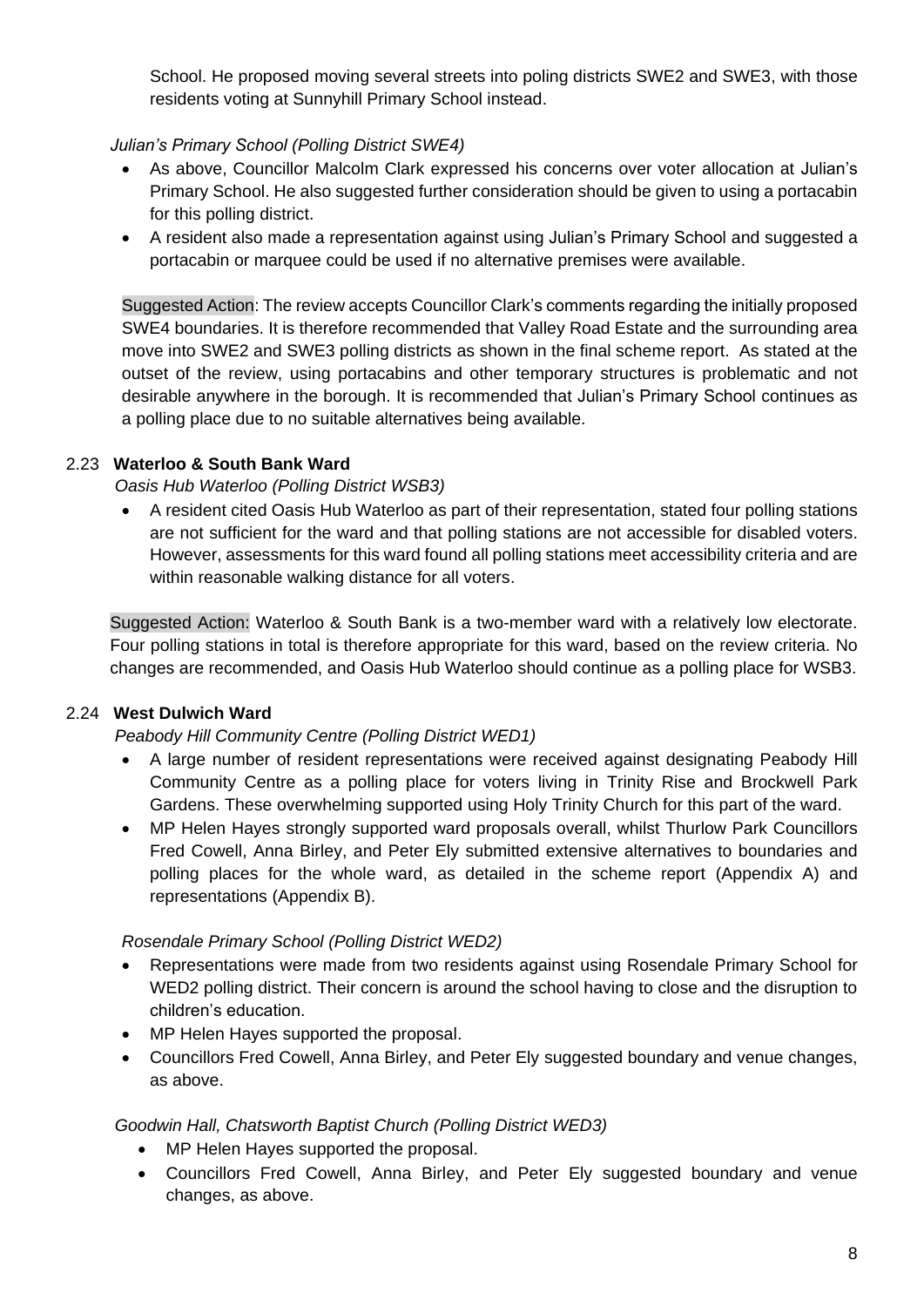School. He proposed moving several streets into poling districts SWE2 and SWE3, with those residents voting at Sunnyhill Primary School instead.

*Julian's Primary School (Polling District SWE4)*

- As above, Councillor Malcolm Clark expressed his concerns over voter allocation at Julian's Primary School. He also suggested further consideration should be given to using a portacabin for this polling district.
- A resident also made a representation against using Julian's Primary School and suggested a portacabin or marquee could be used if no alternative premises were available.

Suggested Action: The review accepts Councillor Clark's comments regarding the initially proposed SWE4 boundaries. It is therefore recommended that Valley Road Estate and the surrounding area move into SWE2 and SWE3 polling districts as shown in the final scheme report. As stated at the outset of the review, using portacabins and other temporary structures is problematic and not desirable anywhere in the borough. It is recommended that Julian's Primary School continues as a polling place due to no suitable alternatives being available.

### 2.23 Waterloo & South Bank Ward

*Oasis Hub Waterloo (Polling District WSB3)*

- A resident cited Oasis Hub Waterloo as part of their representation, stated four polling stations are not sufficient for the ward and that polling stations are not accessible for disabled voters. However, assessments for this ward found all polling stations meet accessibility criteria and are within reasonable walking distance for all voters.

Suggested Action: Waterloo & South Bank is a two-member ward with a relatively low electorate. Four polling stations in total is therefore appropriate for this ward, based on the review criteria. No changes are recommended, and Oasis Hub Waterloo should continue as a polling place for WSB3.

### 2.24 West Dulwich Ward

*Peabody Hill Community Centre (Polling District WED1)*

- A large number of resident representations were received against designating Peabody Hill Community Centre as a polling place for voters living in Trinity Rise and Brockwell Park Gardens. These overwhelming supported using Holy Trinity Church for this part of the ward.
- MP Helen Hayes strongly supported ward proposals overall, whilst Thurlow Park Councillors Fred Cowell, Anna Birley, and Peter Ely submitted extensive alternatives to boundaries and polling places for the whole ward, as detailed in the scheme report (Appendix A) and representations (Appendix B).

*Rosendale Primary School (Polling District WED2)*

- Representations were made from two residents against using Rosendale Primary School for WED2 polling district. Their concern is around the school having to close and the disruption to children's education.
- MP Helen Hayes supported the proposal.
- Councillors Fred Cowell, Anna Birley, and Peter Ely suggested boundary and venue changes, as above.

*Goodwin Hall, Chatsworth Baptist Church (Polling District WED3)*

- MP Helen Hayes supported the proposal.
- Councillors Fred Cowell, Anna Birley, and Peter Ely suggested boundary and venue changes, as above.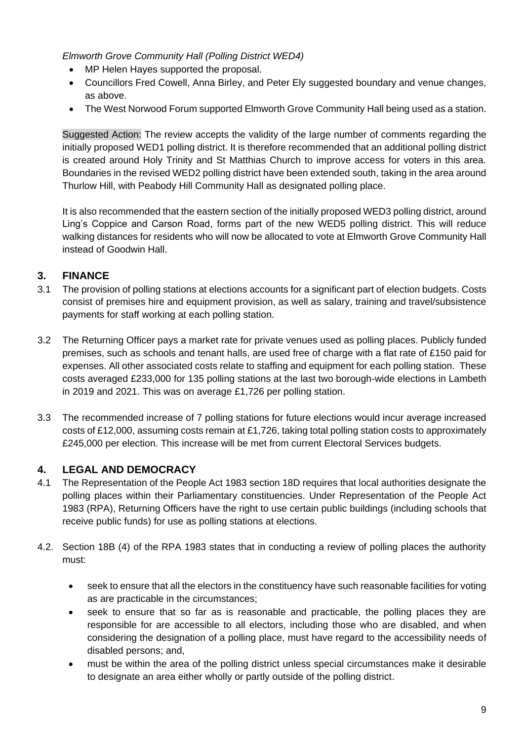*Elmworth Grove Community Hall (Polling District WED4)*

- MP Helen Hayes supported the proposal.
- Councillors Fred Cowell, Anna Birley, and Peter Ely suggested boundary and venue changes, as above.
- The West Norwood Forum supported Elmworth Grove Community Hall being used as a station.

Suggested Action: The review accepts the validity of the large number of comments regarding the initially proposed WED1 polling district. It is therefore recommended that an additional polling district is created around Holy Trinity and St Matthias Church to improve access for voters in this area. Boundaries in the revised WED2 polling district have been extended south, taking in the area around Thurlow Hill, with Peabody Hill Community Hall as designated polling place.

It is also recommended that the eastern section of the initially proposed WED3 polling district, around Ling's Coppice and Carson Road, forms part of the new WED5 polling district. This will reduce walking distances for residents who will now be allocated to vote at Elmworth Grove Community Hall instead of Goodwin Hall.

## 3. FINANCE

3.1 The provision of polling stations at elections accounts for a significant part of election budgets. Costs consist of premises hire and equipment provision, as well as salary, training and travel/subsistence payments for staff working at each polling station.

3.2 The Returning Officer pays a market rate for private venues used as polling places. Publicly funded premises, such as schools and tenant halls, are used free of charge with a flat rate of £150 paid for expenses. All other associated costs relate to staffing and equipment for each polling station. These costs averaged £233,000 for 135 polling stations at the last two borough-wide elections in Lambeth in 2019 and 2021. This was on average £1,726 per polling station.

3.3 The recommended increase of 7 polling stations for future elections would incur average increased costs of £12,000, assuming costs remain at £1,726, taking total polling station costs to approximately £245,000 per election. This increase will be met from current Electoral Services budgets.

## 4. LEGAL AND DEMOCRACY

4.1 The Representation of the People Act 1983 section 18D requires that local authorities designate the polling places within their Parliamentary constituencies. Under Representation of the People Act 1983 (RPA), Returning Officers have the right to use certain public buildings (including schools that receive public funds) for use as polling stations at elections.

4.2. Section 18B (4) of the RPA 1983 states that in conducting a review of polling places the authority must:

- seek to ensure that all the electors in the constituency have such reasonable facilities for voting as are practicable in the circumstances;
- seek to ensure that so far as is reasonable and practicable, the polling places they are responsible for are accessible to all electors, including those who are disabled, and when considering the designation of a polling place, must have regard to the accessibility needs of disabled persons; and,
- must be within the area of the polling district unless special circumstances make it desirable to designate an area either wholly or partly outside of the polling district.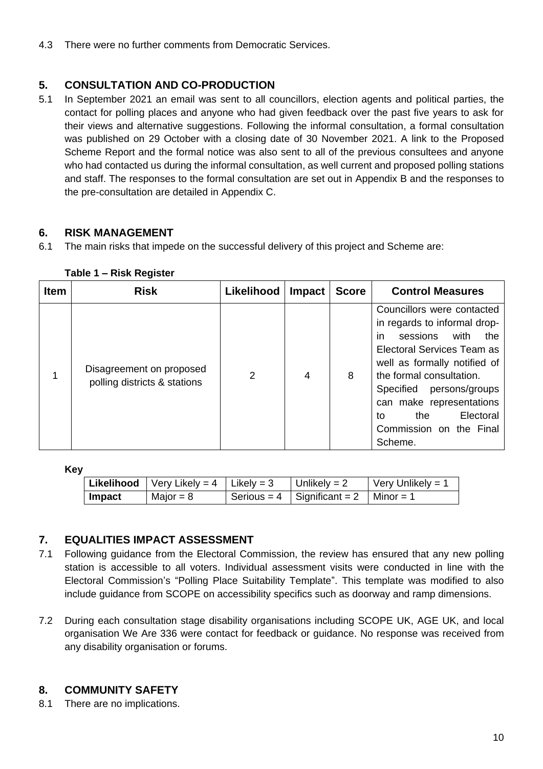4.3 There were no further comments from Democratic Services.

## 5. CONSULTATION AND CO-PRODUCTION

5.1 In September 2021 an email was sent to all councillors, election agents and political parties, the contact for polling places and anyone who had given feedback over the past five years to ask for their views and alternative suggestions. Following the informal consultation, a formal consultation was published on 29 October with a closing date of 30 November 2021. A link to the Proposed Scheme Report and the formal notice was also sent to all of the previous consultees and anyone who had contacted us during the informal consultation, as well current and proposed polling stations and staff. The responses to the formal consultation are set out in Appendix B and the responses to the pre-consultation are detailed in Appendix C.

## 6. RISK MANAGEMENT

6.1 The main risks that impede on the successful delivery of this project and Scheme are:

**Table 1 – Risk Register**

| Item | Risk | Likelihood | Impact | Score | Control Measures |
|---|---|---|---|---|---|
| 1 | Disagreement on proposed polling districts & stations | 2 | 4 | 8 | Councillors were contacted in regards to informal drop-in sessions with the Electoral Services Team as well as formally notified of the formal consultation. Specified persons/groups can make representations to the Electoral Commission on the Final Scheme. |

**Key**

| **Likelihood** | Very Likely = 4 | Likely = 3 | Unlikely = 2 | Very Unlikely = 1 |
|---|---|---|---|---|
| **Impact** | Major = 8 | Serious = 4 | Significant = 2 | Minor = 1 |

## 7. EQUALITIES IMPACT ASSESSMENT

7.1 Following guidance from the Electoral Commission, the review has ensured that any new polling station is accessible to all voters. Individual assessment visits were conducted in line with the Electoral Commission's "Polling Place Suitability Template". This template was modified to also include guidance from SCOPE on accessibility specifics such as doorway and ramp dimensions.

7.2 During each consultation stage disability organisations including SCOPE UK, AGE UK, and local organisation We Are 336 were contact for feedback or guidance. No response was received from any disability organisation or forums.

## 8. COMMUNITY SAFETY

8.1 There are no implications.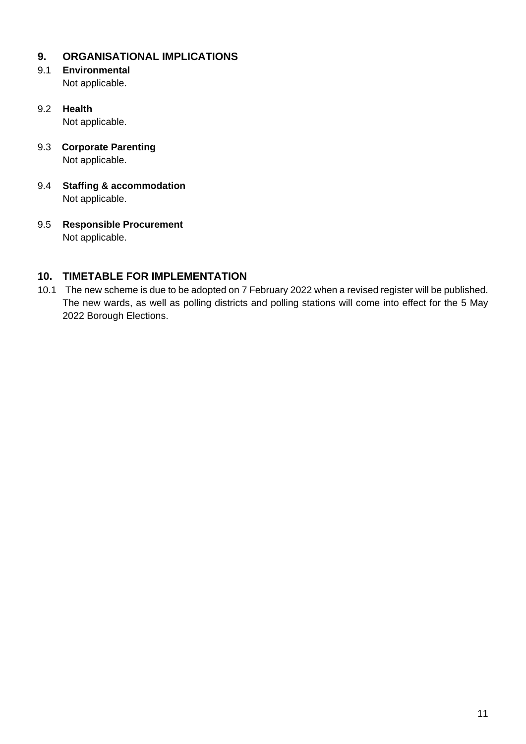## 9. ORGANISATIONAL IMPLICATIONS

9.1 **Environmental**
Not applicable.

9.2 **Health**
Not applicable.

9.3 **Corporate Parenting**
Not applicable.

9.4 **Staffing & accommodation**
Not applicable.

9.5 **Responsible Procurement**
Not applicable.

## 10. TIMETABLE FOR IMPLEMENTATION

10.1 The new scheme is due to be adopted on 7 February 2022 when a revised register will be published. The new wards, as well as polling districts and polling stations will come into effect for the 5 May 2022 Borough Elections.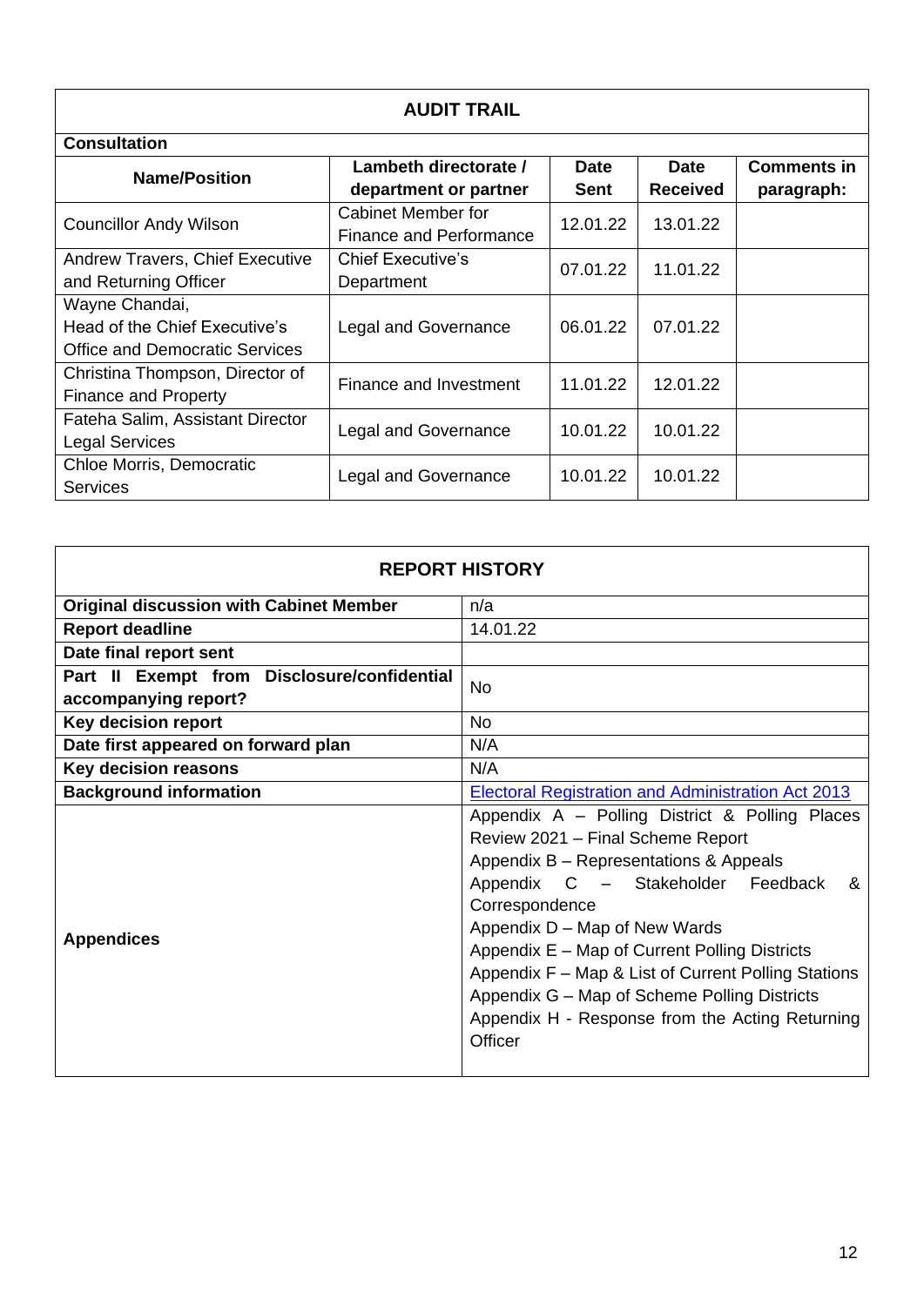## AUDIT TRAIL

**Consultation**

| Name/Position | Lambeth directorate / department or partner | Date Sent | Date Received | Comments in paragraph: |
|---|---|---|---|---|
| Councillor Andy Wilson | Cabinet Member for Finance and Performance | 12.01.22 | 13.01.22 | |
| Andrew Travers, Chief Executive and Returning Officer | Chief Executive's Department | 07.01.22 | 11.01.22 | |
| Wayne Chandai, Head of the Chief Executive's Office and Democratic Services | Legal and Governance | 06.01.22 | 07.01.22 | |
| Christina Thompson, Director of Finance and Property | Finance and Investment | 11.01.22 | 12.01.22 | |
| Fateha Salim, Assistant Director Legal Services | Legal and Governance | 10.01.22 | 10.01.22 | |
| Chloe Morris, Democratic Services | Legal and Governance | 10.01.22 | 10.01.22 | |

## REPORT HISTORY

| | |
|---|---|
| **Original discussion with Cabinet Member** | n/a |
| **Report deadline** | 14.01.22 |
| **Date final report sent** | |
| **Part II Exempt from Disclosure/confidential accompanying report?** | No |
| **Key decision report** | No |
| **Date first appeared on forward plan** | N/A |
| **Key decision reasons** | N/A |
| **Background information** | Electoral Registration and Administration Act 2013 |
| **Appendices** | Appendix A – Polling District & Polling Places Review 2021 – Final Scheme Report<br>Appendix B – Representations & Appeals<br>Appendix C – Stakeholder Feedback & Correspondence<br>Appendix D – Map of New Wards<br>Appendix E – Map of Current Polling Districts<br>Appendix F – Map & List of Current Polling Stations<br>Appendix G – Map of Scheme Polling Districts<br>Appendix H - Response from the Acting Returning Officer |